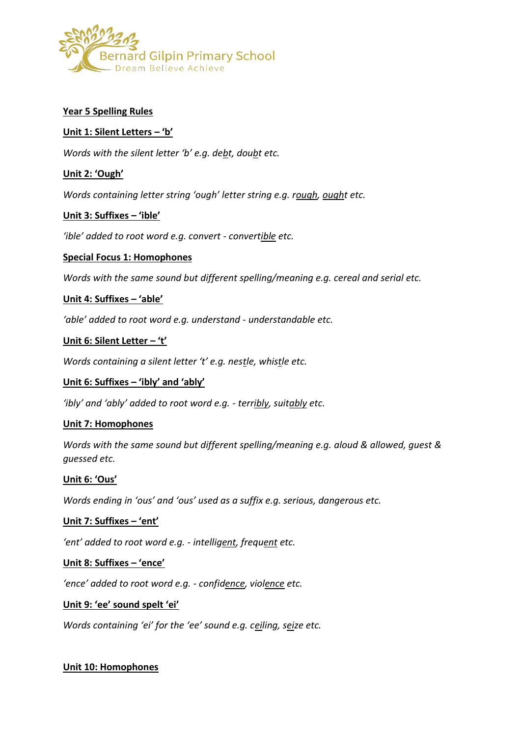Bernard Gilpin Primary School

Dream Believe Achieve

**Year 5 Spelling Rules**

**Unit 1: Silent Letters – 'b'**

*Words with the silent letter 'b' e.g. debt, doubt etc.*

**Unit 2: 'Ough'**

*Words containing letter string 'ough' letter string e.g. rough, ought etc.*

**Unit 3: Suffixes – 'ible'**

*'ible' added to root word e.g. convert - convertible etc.*

**Special Focus 1: Homophones**

*Words with the same sound but different spelling/meaning e.g. cereal and serial etc.*

**Unit 4: Suffixes – 'able'**

*'able' added to root word e.g. understand - understandable etc.*

**Unit 6: Silent Letter – 't'**

*Words containing a silent letter 't' e.g. nestle, whistle etc.*

**Unit 6: Suffixes – 'ibly' and 'ably'**

*'ibly' and 'ably' added to root word e.g. - terribly, suitably etc.*

**Unit 7: Homophones**

*Words with the same sound but different spelling/meaning e.g. aloud & allowed, guest & guessed etc.*

**Unit 6: 'Ous'**

*Words ending in 'ous' and 'ous' used as a suffix e.g. serious, dangerous etc.*

**Unit 7: Suffixes – 'ent'**

*'ent' added to root word e.g. - intelligent, frequent etc.*

**Unit 8: Suffixes – 'ence'**

*'ence' added to root word e.g. - confidence, violence etc.*

**Unit 9: 'ee' sound spelt 'ei'**

*Words containing 'ei' for the 'ee' sound e.g. ceiling, seize etc.*

**Unit 10: Homophones**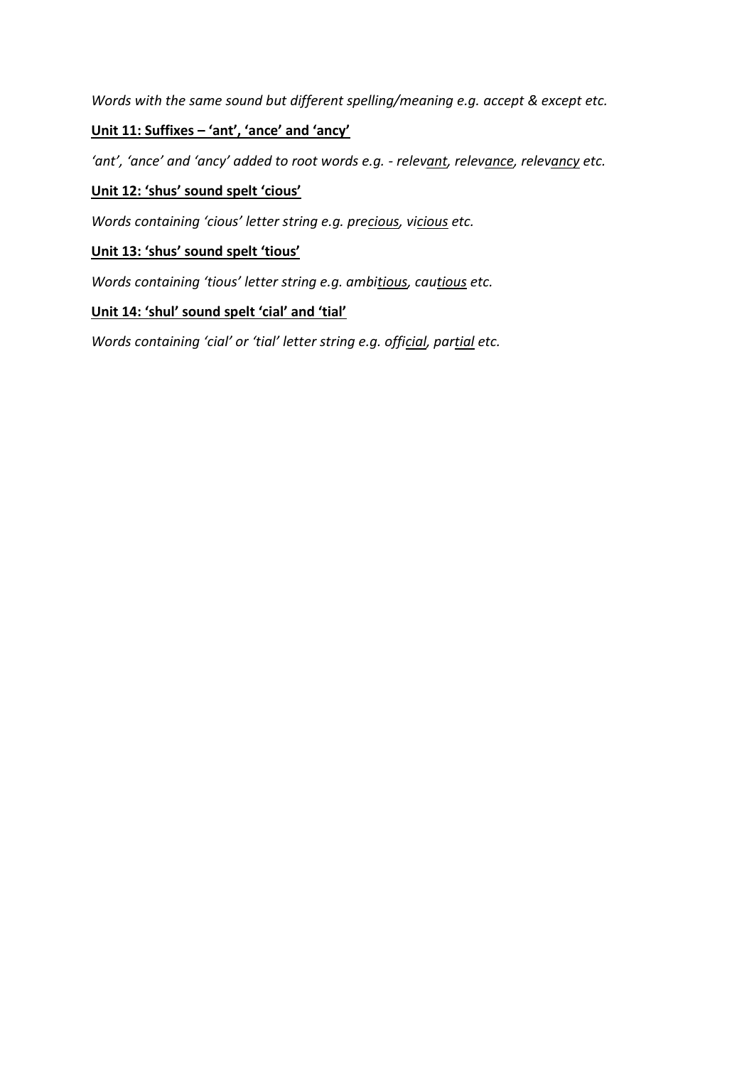*Words with the same sound but different spelling/meaning e.g. accept & except etc.*

**<u>Unit 11: Suffixes – 'ant', 'ance' and 'ancy'</u>**

*'ant', 'ance' and 'ancy' added to root words e.g. - relev<u>ant</u>, relev<u>ance</u>, relev<u>ancy</u> etc.*

**<u>Unit 12: 'shus' sound spelt 'cious'</u>**

*Words containing 'cious' letter string e.g. pre<u>cious</u>, vi<u>cious</u> etc.*

**<u>Unit 13: 'shus' sound spelt 'tious'</u>**

*Words containing 'tious' letter string e.g. ambi<u>tious</u>, cau<u>tious</u> etc.*

**<u>Unit 14: 'shul' sound spelt 'cial' and 'tial'</u>**

*Words containing 'cial' or 'tial' letter string e.g. offi<u>cial</u>, par<u>tial</u> etc.*